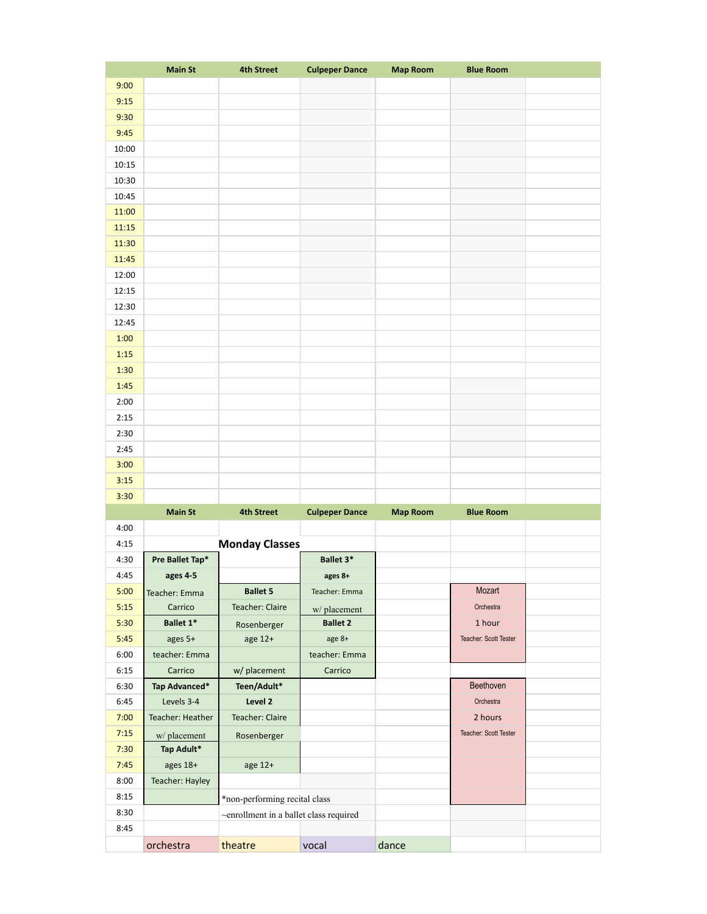## Monday Classes

| | Main St | 4th Street | Culpeper Dance | Map Room | Blue Room | |
|---|---|---|---|---|---|---|
| 9:00 | | | | | | |
| 9:15 | | | | | | |
| 9:30 | | | | | | |
| 9:45 | | | | | | |
| 10:00 | | | | | | |
| 10:15 | | | | | | |
| 10:30 | | | | | | |
| 10:45 | | | | | | |
| 11:00 | | | | | | |
| 11:15 | | | | | | |
| 11:30 | | | | | | |
| 11:45 | | | | | | |
| 12:00 | | | | | | |
| 12:15 | | | | | | |
| 12:30 | | | | | | |
| 12:45 | | | | | | |
| 1:00 | | | | | | |
| 1:15 | | | | | | |
| 1:30 | | | | | | |
| 1:45 | | | | | | |
| 2:00 | | | | | | |
| 2:15 | | | | | | |
| 2:30 | | | | | | |
| 2:45 | | | | | | |
| 3:00 | | | | | | |
| 3:15 | | | | | | |
| 3:30 | | | | | | |

| | Main St | 4th Street | Culpeper Dance | Map Room | Blue Room | |
|---|---|---|---|---|---|---|
| 4:00 | | | | | | |
| 4:15 | | | | | | |
| 4:30 | **Pre Ballet Tap*** | | **Ballet 3*** | | | |
| 4:45 | **ages 4-5** | | **ages 8+** | | | |
| 5:00 | Teacher: Emma | **Ballet 5** | Teacher: Emma | | Mozart | |
| 5:15 | Carrico | Teacher: Claire | w/ placement | | Orchestra | |
| 5:30 | **Ballet 1*** | Rosenberger | **Ballet 2** | | 1 hour | |
| 5:45 | ages 5+ | age 12+ | age 8+ | | Teacher: Scott Tester | |
| 6:00 | teacher: Emma | | teacher: Emma | | | |
| 6:15 | Carrico | w/ placement | Carrico | | | |
| 6:30 | **Tap Advanced*** | **Teen/Adult*** | | | Beethoven | |
| 6:45 | Levels 3-4 | **Level 2** | | | Orchestra | |
| 7:00 | Teacher: Heather | Teacher: Claire | | | 2 hours | |
| 7:15 | w/ placement | Rosenberger | | | Teacher: Scott Tester | |
| 7:30 | **Tap Adult*** | | | | | |
| 7:45 | ages 18+ | age 12+ | | | | |
| 8:00 | Teacher: Hayley | | | | | |
| 8:15 | | *non-performing recital class | | | | |
| 8:30 | | ~enrollment in a ballet class required | | | | |
| 8:45 | | | | | | |
| | orchestra | theatre | vocal | dance | | |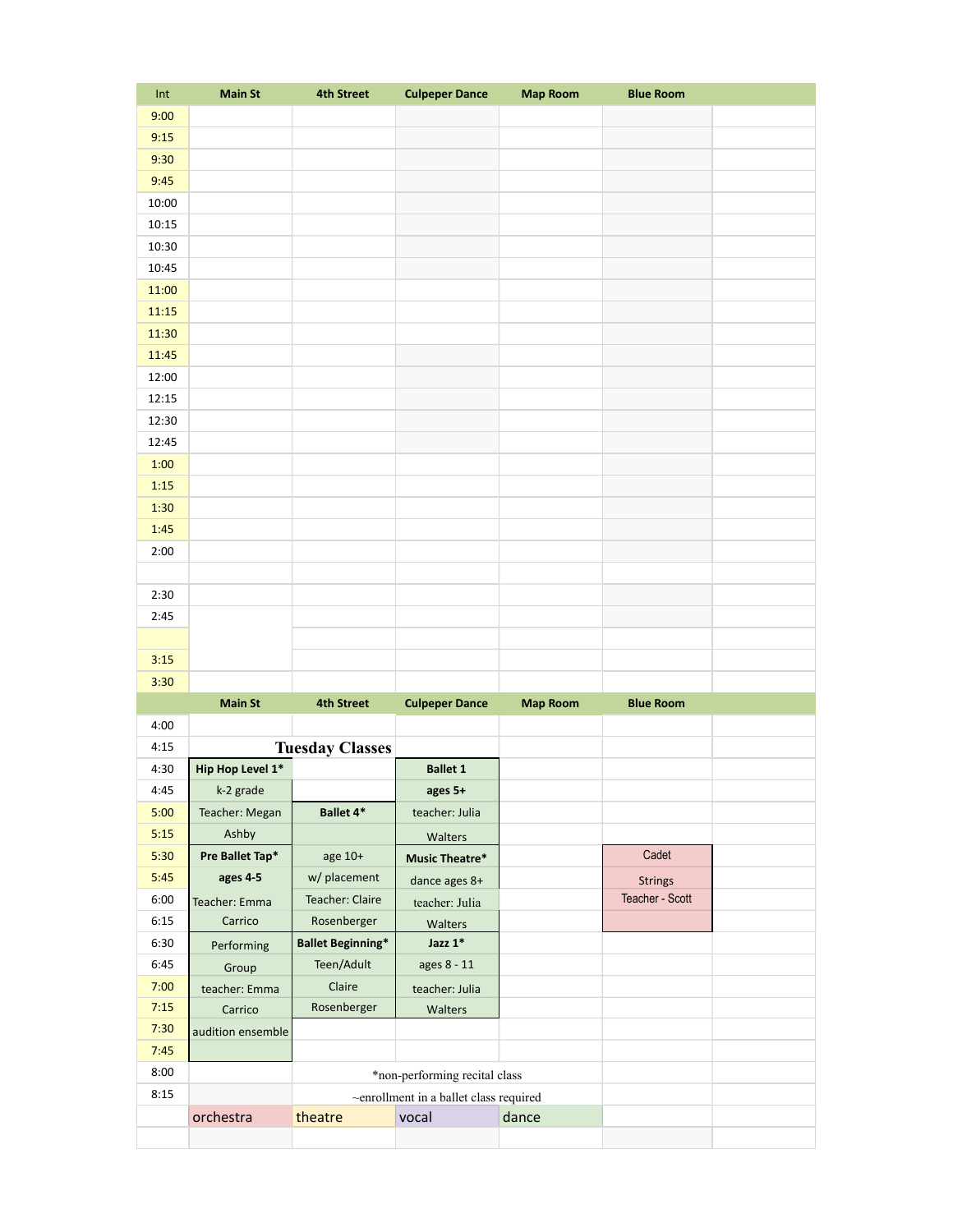| Int | Main St | 4th Street | Culpeper Dance | Map Room | Blue Room | |
|---|---|---|---|---|---|---|
| 9:00 | | | | | | |
| 9:15 | | | | | | |
| 9:30 | | | | | | |
| 9:45 | | | | | | |
| 10:00 | | | | | | |
| 10:15 | | | | | | |
| 10:30 | | | | | | |
| 10:45 | | | | | | |
| 11:00 | | | | | | |
| 11:15 | | | | | | |
| 11:30 | | | | | | |
| 11:45 | | | | | | |
| 12:00 | | | | | | |
| 12:15 | | | | | | |
| 12:30 | | | | | | |
| 12:45 | | | | | | |
| 1:00 | | | | | | |
| 1:15 | | | | | | |
| 1:30 | | | | | | |
| 1:45 | | | | | | |
| 2:00 | | | | | | |
| | | | | | | |
| 2:30 | | | | | | |
| 2:45 | | | | | | |
| | | | | | | |
| 3:15 | | | | | | |
| 3:30 | | | | | | |

## Tuesday Classes

| | Main St | 4th Street | Culpeper Dance | Map Room | Blue Room | |
|---|---|---|---|---|---|---|
| 4:00 | | | | | | |
| 4:15 | | | | | | |
| 4:30 | **Hip Hop Level 1*** | | **Ballet 1** | | | |
| 4:45 | k-2 grade | | **ages 5+** | | | |
| 5:00 | Teacher: Megan | **Ballet 4*** | teacher: Julia | | | |
| 5:15 | Ashby | | Walters | | | |
| 5:30 | **Pre Ballet Tap*** | age 10+ | **Music Theatre*** | | Cadet | |
| 5:45 | **ages 4-5** | w/ placement | dance ages 8+ | | Strings | |
| 6:00 | Teacher: Emma | Teacher: Claire | teacher: Julia | | Teacher - Scott | |
| 6:15 | Carrico | Rosenberger | Walters | | | |
| 6:30 | Performing | **Ballet Beginning*** | **Jazz 1*** | | | |
| 6:45 | Group | Teen/Adult | ages 8 - 11 | | | |
| 7:00 | teacher: Emma | Claire | teacher: Julia | | | |
| 7:15 | Carrico | Rosenberger | Walters | | | |
| 7:30 | audition ensemble | | | | | |
| 7:45 | | | | | | |
| 8:00 | | *non-performing recital class | | | | |
| 8:15 | | ~enrollment in a ballet class required | | | | |
| | orchestra | theatre | vocal | dance | | |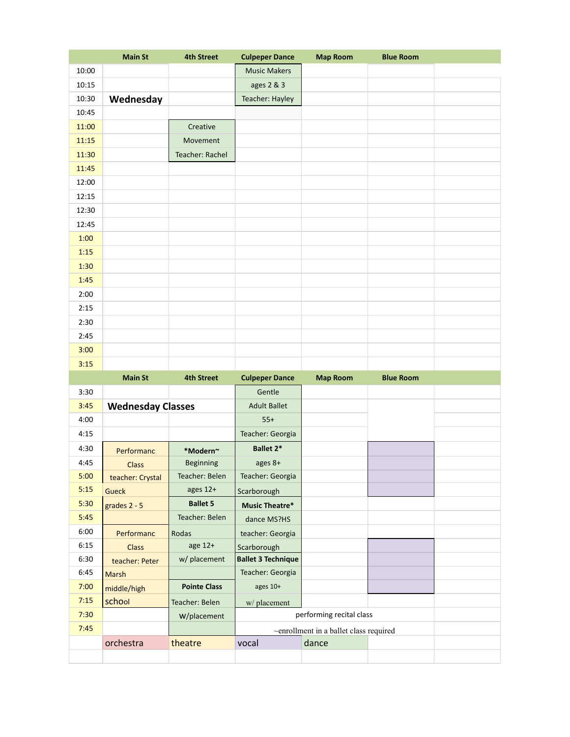| | Main St | 4th Street | Culpeper Dance | Map Room | Blue Room | |
|---|---|---|---|---|---|---|
| 10:00 | | | Music Makers | | | |
| 10:15 | | | ages 2 & 3 | | | |
| 10:30 | **Wednesday** | | Teacher: Hayley | | | |
| 10:45 | | | | | | |
| 11:00 | | Creative | | | | |
| 11:15 | | Movement | | | | |
| 11:30 | | Teacher: Rachel | | | | |
| 11:45 | | | | | | |
| 12:00 | | | | | | |
| 12:15 | | | | | | |
| 12:30 | | | | | | |
| 12:45 | | | | | | |
| 1:00 | | | | | | |
| 1:15 | | | | | | |
| 1:30 | | | | | | |
| 1:45 | | | | | | |
| 2:00 | | | | | | |
| 2:15 | | | | | | |
| 2:30 | | | | | | |
| 2:45 | | | | | | |
| 3:00 | | | | | | |
| 3:15 | | | | | | |

| | Main St | 4th Street | Culpeper Dance | Map Room | Blue Room | |
|---|---|---|---|---|---|---|
| 3:30 | | | Gentle | | | |
| 3:45 | **Wednesday Classes** | | Adult Ballet | | | |
| 4:00 | | | 55+ | | | |
| 4:15 | | | Teacher: Georgia | | | |
| 4:30 | Performanc | ***Modern~** | **Ballet 2*** | | | |
| 4:45 | Class | Beginning | ages 8+ | | | |
| 5:00 | teacher: Crystal | Teacher: Belen | Teacher: Georgia | | | |
| 5:15 | Gueck | ages 12+ | Scarborough | | | |
| 5:30 | grades 2 - 5 | **Ballet 5** | **Music Theatre*** | | | |
| 5:45 | | Teacher: Belen | dance MS?HS | | | |
| 6:00 | Performanc | Rodas | teacher: Georgia | | | |
| 6:15 | Class | age 12+ | Scarborough | | | |
| 6:30 | teacher: Peter | w/ placement | **Ballet 3 Technique** | | | |
| 6:45 | Marsh | | Teacher: Georgia | | | |
| 7:00 | middle/high | **Pointe Class** | ages 10+ | | | |
| 7:15 | school | Teacher: Belen | w/ placement | | | |
| 7:30 | | W/placement | performing recital class | | | |
| 7:45 | | | ~enrollment in a ballet class required | | | |
| | orchestra | theatre | vocal | dance | | |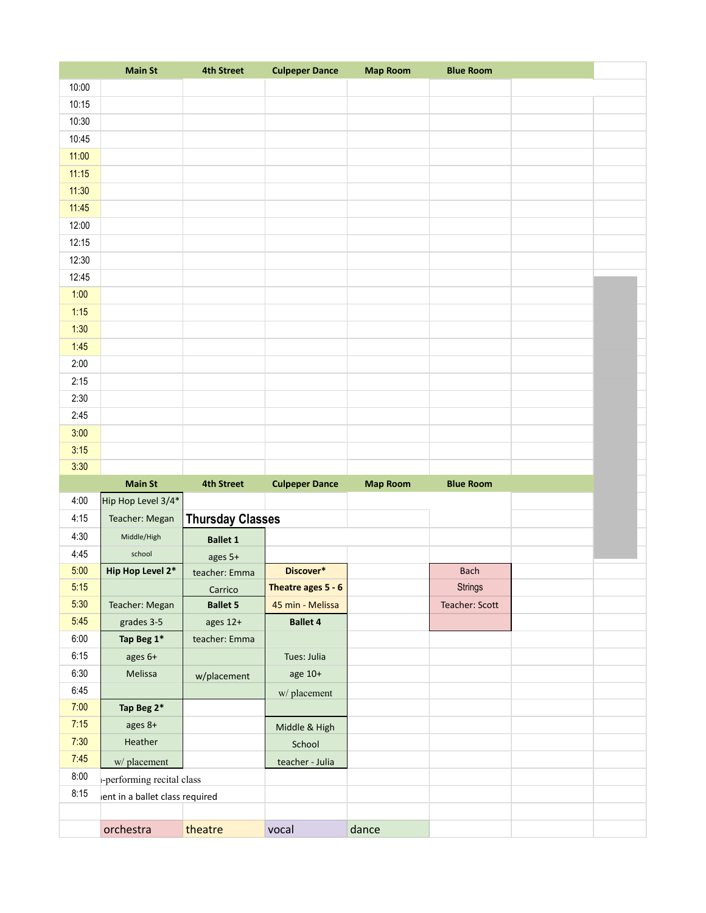| | Main St | 4th Street | Culpeper Dance | Map Room | Blue Room |
|---|---|---|---|---|---|
| 10:00 | | | | | |
| 10:15 | | | | | |
| 10:30 | | | | | |
| 10:45 | | | | | |
| 11:00 | | | | | |
| 11:15 | | | | | |
| 11:30 | | | | | |
| 11:45 | | | | | |
| 12:00 | | | | | |
| 12:15 | | | | | |
| 12:30 | | | | | |
| 12:45 | | | | | |
| 1:00 | | | | | |
| 1:15 | | | | | |
| 1:30 | | | | | |
| 1:45 | | | | | |
| 2:00 | | | | | |
| 2:15 | | | | | |
| 2:30 | | | | | |
| 2:45 | | | | | |
| 3:00 | | | | | |
| 3:15 | | | | | |
| 3:30 | | | | | |

## Thursday Classes

| | Main St | 4th Street | Culpeper Dance | Map Room | Blue Room |
|---|---|---|---|---|---|
| 4:00 | Hip Hop Level 3/4* | | | | |
| 4:15 | Teacher: Megan | | | | |
| 4:30 | Middle/High | **Ballet 1** | | | |
| 4:45 | school | ages 5+ | | | |
| 5:00 | **Hip Hop Level 2*** | teacher: Emma | **Discover*** | | Bach |
| 5:15 | | Carrico | **Theatre ages 5 - 6** | | Strings |
| 5:30 | Teacher: Megan | **Ballet 5** | 45 min - Melissa | | Teacher: Scott |
| 5:45 | grades 3-5 | ages 12+ | **Ballet 4** | | |
| 6:00 | **Tap Beg 1*** | teacher: Emma | | | |
| 6:15 | ages 6+ | | Tues: Julia | | |
| 6:30 | Melissa | w/placement | age 10+ | | |
| 6:45 | | | w/ placement | | |
| 7:00 | **Tap Beg 2*** | | | | |
| 7:15 | ages 8+ | | Middle & High | | |
| 7:30 | Heather | | School | | |
| 7:45 | w/ placement | | teacher - Julia | | |
| 8:00 | ı-performing recital class | | | | |
| 8:15 | ıent in a ballet class required | | | | |

| | orchestra | theatre | vocal | dance |
|---|---|---|---|---|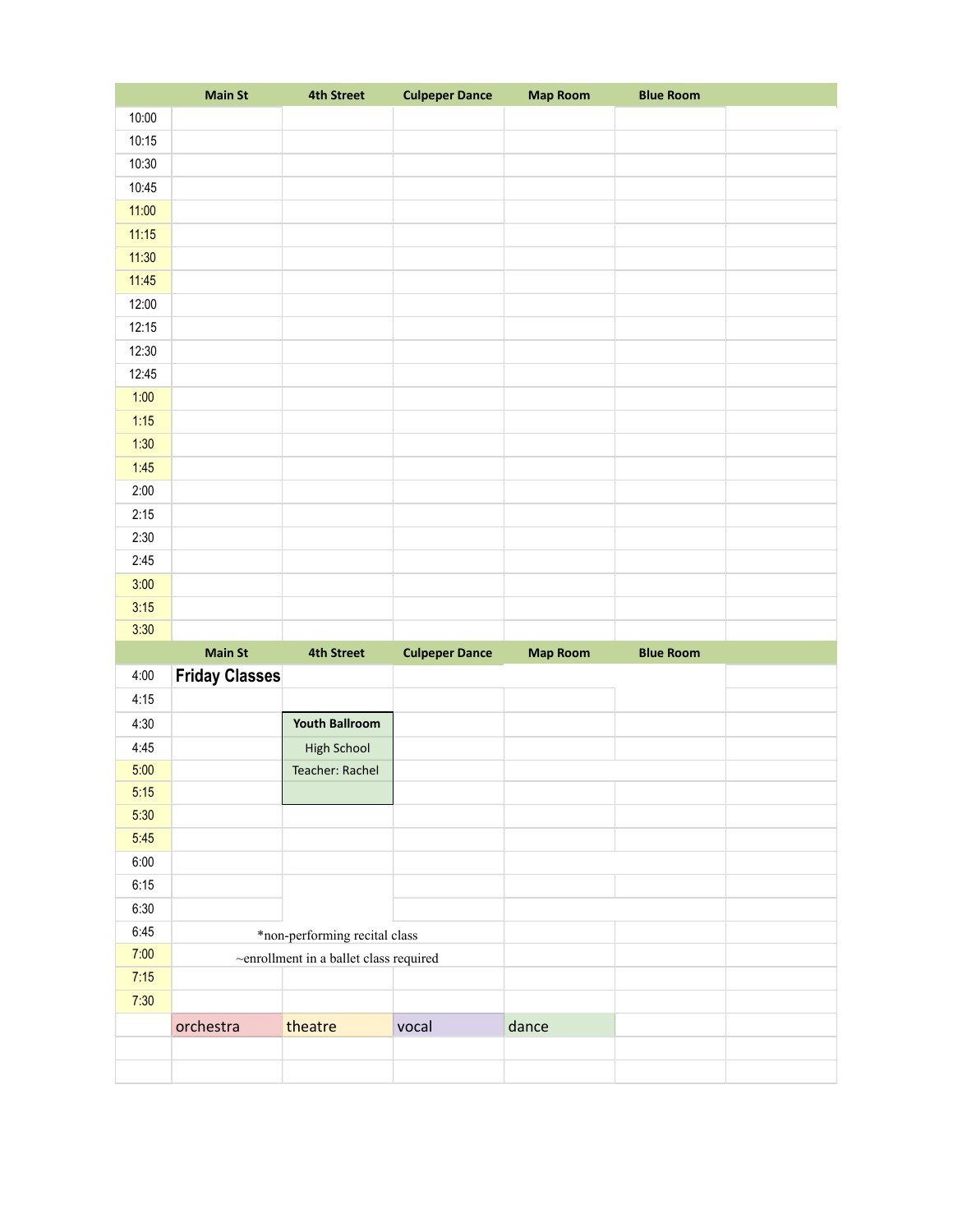| | Main St | 4th Street | Culpeper Dance | Map Room | Blue Room |
|---|---|---|---|---|---|
| 10:00 | | | | | |
| 10:15 | | | | | |
| 10:30 | | | | | |
| 10:45 | | | | | |
| 11:00 | | | | | |
| 11:15 | | | | | |
| 11:30 | | | | | |
| 11:45 | | | | | |
| 12:00 | | | | | |
| 12:15 | | | | | |
| 12:30 | | | | | |
| 12:45 | | | | | |
| 1:00 | | | | | |
| 1:15 | | | | | |
| 1:30 | | | | | |
| 1:45 | | | | | |
| 2:00 | | | | | |
| 2:15 | | | | | |
| 2:30 | | | | | |
| 2:45 | | | | | |
| 3:00 | | | | | |
| 3:15 | | | | | |
| 3:30 | | | | | |

| | Main St | 4th Street | Culpeper Dance | Map Room | Blue Room |
|---|---|---|---|---|---|
| 4:00 | **Friday Classes** | | | | |
| 4:15 | | | | | |
| 4:30 | | **Youth Ballroom** | | | |
| 4:45 | | High School | | | |
| 5:00 | | Teacher: Rachel | | | |
| 5:15 | | | | | |
| 5:30 | | | | | |
| 5:45 | | | | | |
| 6:00 | | | | | |
| 6:15 | | | | | |
| 6:30 | | | | | |
| 6:45 | *non-performing recital class | | | | |
| 7:00 | ~enrollment in a ballet class required | | | | |
| 7:15 | | | | | |
| 7:30 | | | | | |
| | orchestra | theatre | vocal | dance | |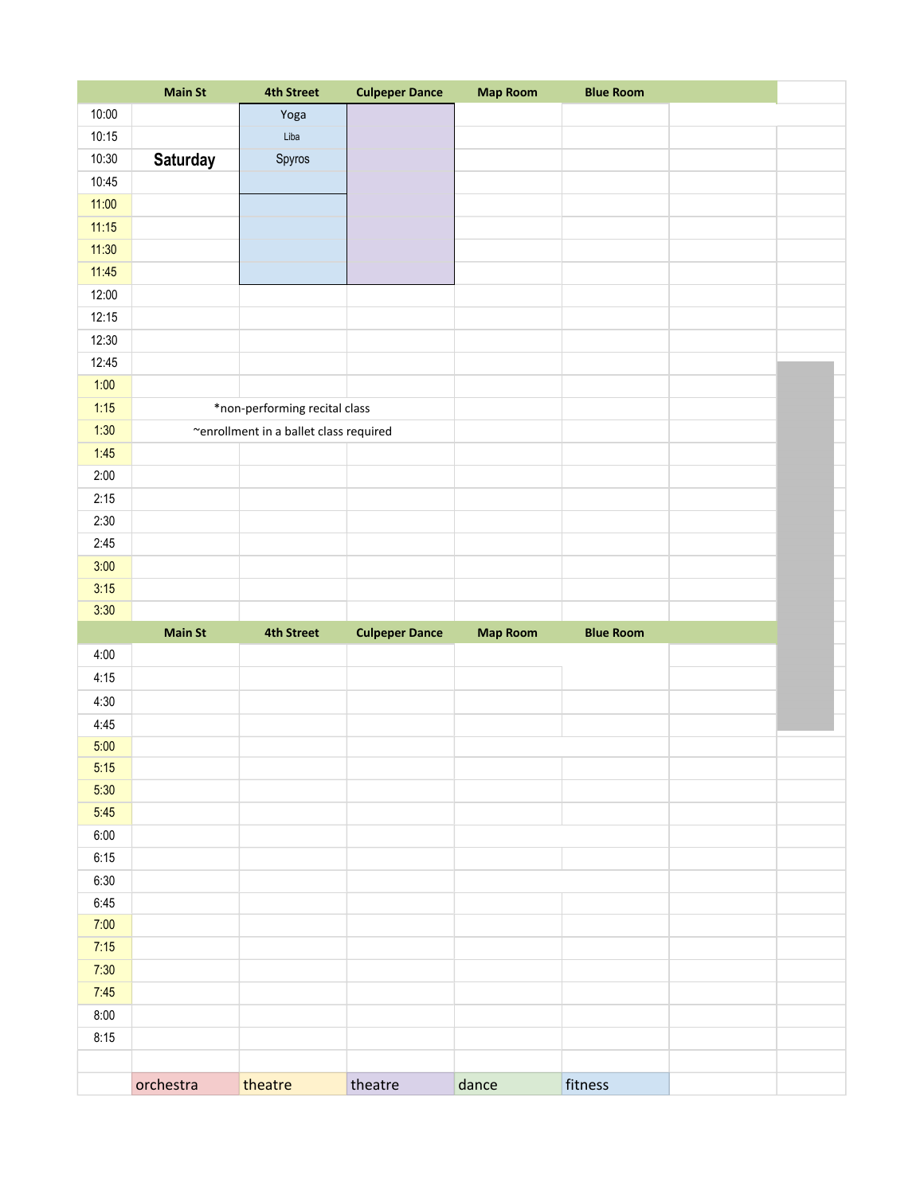| | Main St | 4th Street | Culpeper Dance | Map Room | Blue Room |
|---|---|---|---|---|---|
| 10:00 | | Yoga | | | |
| 10:15 | | Liba | | | |
| 10:30 | Saturday | Spyros | | | |
| 10:45 | | | | | |
| 11:00 | | | | | |
| 11:15 | | | | | |
| 11:30 | | | | | |
| 11:45 | | | | | |
| 12:00 | | | | | |
| 12:15 | | | | | |
| 12:30 | | | | | |
| 12:45 | | | | | |
| 1:00 | | | | | |
| 1:15 | | *non-performing recital class | | | |
| 1:30 | | ~enrollment in a ballet class required | | | |
| 1:45 | | | | | |
| 2:00 | | | | | |
| 2:15 | | | | | |
| 2:30 | | | | | |
| 2:45 | | | | | |
| 3:00 | | | | | |
| 3:15 | | | | | |
| 3:30 | | | | | |

| | Main St | 4th Street | Culpeper Dance | Map Room | Blue Room |
|---|---|---|---|---|---|
| 4:00 | | | | | |
| 4:15 | | | | | |
| 4:30 | | | | | |
| 4:45 | | | | | |
| 5:00 | | | | | |
| 5:15 | | | | | |
| 5:30 | | | | | |
| 5:45 | | | | | |
| 6:00 | | | | | |
| 6:15 | | | | | |
| 6:30 | | | | | |
| 6:45 | | | | | |
| 7:00 | | | | | |
| 7:15 | | | | | |
| 7:30 | | | | | |
| 7:45 | | | | | |
| 8:00 | | | | | |
| 8:15 | | | | | |
| | | | | | |
| | orchestra | theatre | theatre | dance | fitness |